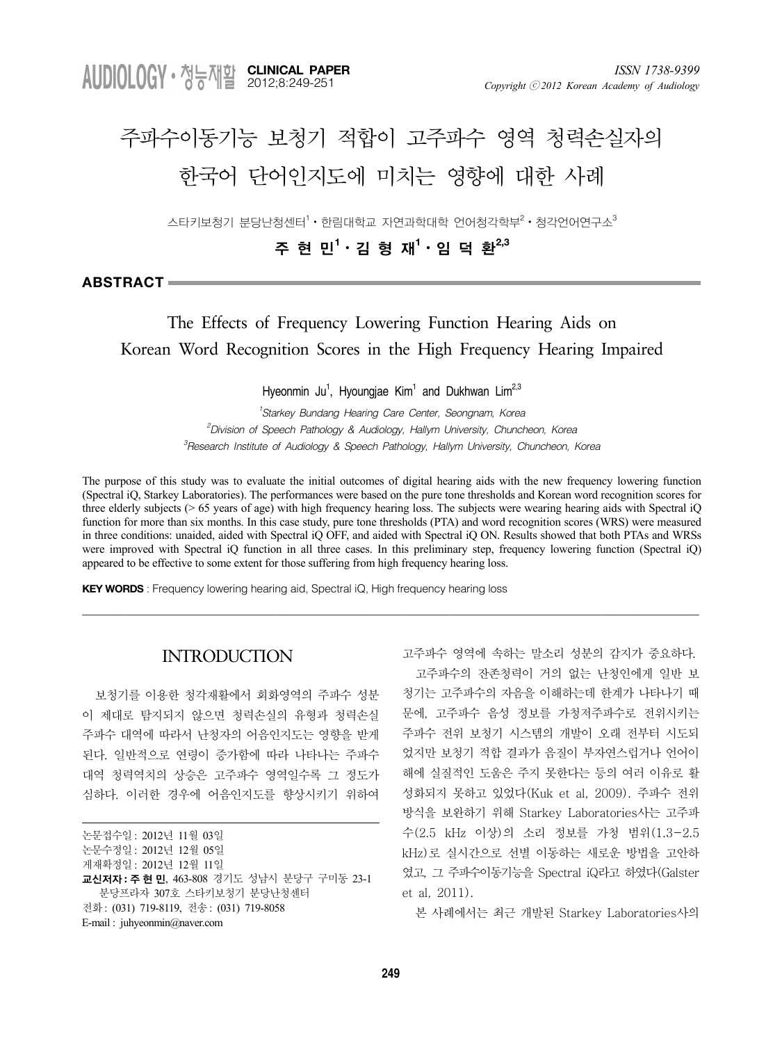# 주파수이동기능 보청기 적합이 고주파수 영역 청력손실자의 한국어 단어인지도에 미치는 영향에 대한 사례

스타키보청기 분당난청센터[1] · 한림대학교 자연과학대학 언어청각학부[2] · 청각언어연구소[3]

**주 현 민[1] · 김 형 재[1] · 임 덕 환[2,3]**

## ABSTRACT

## The Effects of Frequency Lowering Function Hearing Aids on Korean Word Recognition Scores in the High Frequency Hearing Impaired

Hyeonmin Ju[1], Hyoungjae Kim[1] and Dukhwan Lim[2,3]

[1]*Starkey Bundang Hearing Care Center, Seongnam, Korea*
[2]*Division of Speech Pathology & Audiology, Hallym University, Chuncheon, Korea*
[3]*Research Institute of Audiology & Speech Pathology, Hallym University, Chuncheon, Korea*

The purpose of this study was to evaluate the initial outcomes of digital hearing aids with the new frequency lowering function (Spectral iQ, Starkey Laboratories). The performances were based on the pure tone thresholds and Korean word recognition scores for three elderly subjects (> 65 years of age) with high frequency hearing loss. The subjects were wearing hearing aids with Spectral iQ function for more than six months. In this case study, pure tone thresholds (PTA) and word recognition scores (WRS) were measured in three conditions: unaided, aided with Spectral iQ OFF, and aided with Spectral iQ ON. Results showed that both PTAs and WRSs were improved with Spectral iQ function in all three cases. In this preliminary step, frequency lowering function (Spectral iQ) appeared to be effective to some extent for those suffering from high frequency hearing loss.

**KEY WORDS** : Frequency lowering hearing aid, Spectral iQ, High frequency hearing loss

## INTRODUCTION

보청기를 이용한 청각재활에서 회화영역의 주파수 성분이 제대로 탐지되지 않으면 청력손실의 유형과 청력손실 주파수 대역에 따라서 난청자의 어음인지도는 영향을 받게 된다. 일반적으로 연령이 증가함에 따라 나타나는 주파수 대역 청력역치의 상승은 고주파수 영역일수록 그 정도가 심하다. 이러한 경우에 어음인지도를 향상시키기 위하여 고주파수 영역에 속하는 말소리 성분의 감지가 중요하다.

고주파수의 잔존청력이 거의 없는 난청인에게 일반 보청기는 고주파수의 자음을 이해하는데 한계가 나타나기 때문에, 고주파수 음성 정보를 가청저주파수로 전위시키는 주파수 전위 보청기 시스템의 개발이 오래 전부터 시도되었지만 보청기 적합 결과가 음질이 부자연스럽거나 언어이해에 실질적인 도움은 주지 못한다는 등의 여러 이유로 활성화되지 못하고 있었다(Kuk et al, 2009). 주파수 전위 방식을 보완하기 위해 Starkey Laboratories사는 고주파수(2.5 kHz 이상)의 소리 정보를 가청 범위(1.3-2.5 kHz)로 실시간으로 선별 이동하는 새로운 방법을 고안하였고, 그 주파수이동기능을 Spectral iQ라고 하였다(Galster et al, 2011).

본 사례에서는 최근 개발된 Starkey Laboratories사의

---

논문접수일 : 2012년 11월 03일
논문수정일 : 2012년 12월 05일
게재확정일 : 2012년 12월 11일
**교신저자 : 주 현 민**, 463-808 경기도 성남시 분당구 구미동 23-1 분당프라자 307호 스타키보청기 분당난청센터
전화 : (031) 719-8119, 전송 : (031) 719-8058
E-mail : juhyeonmin@naver.com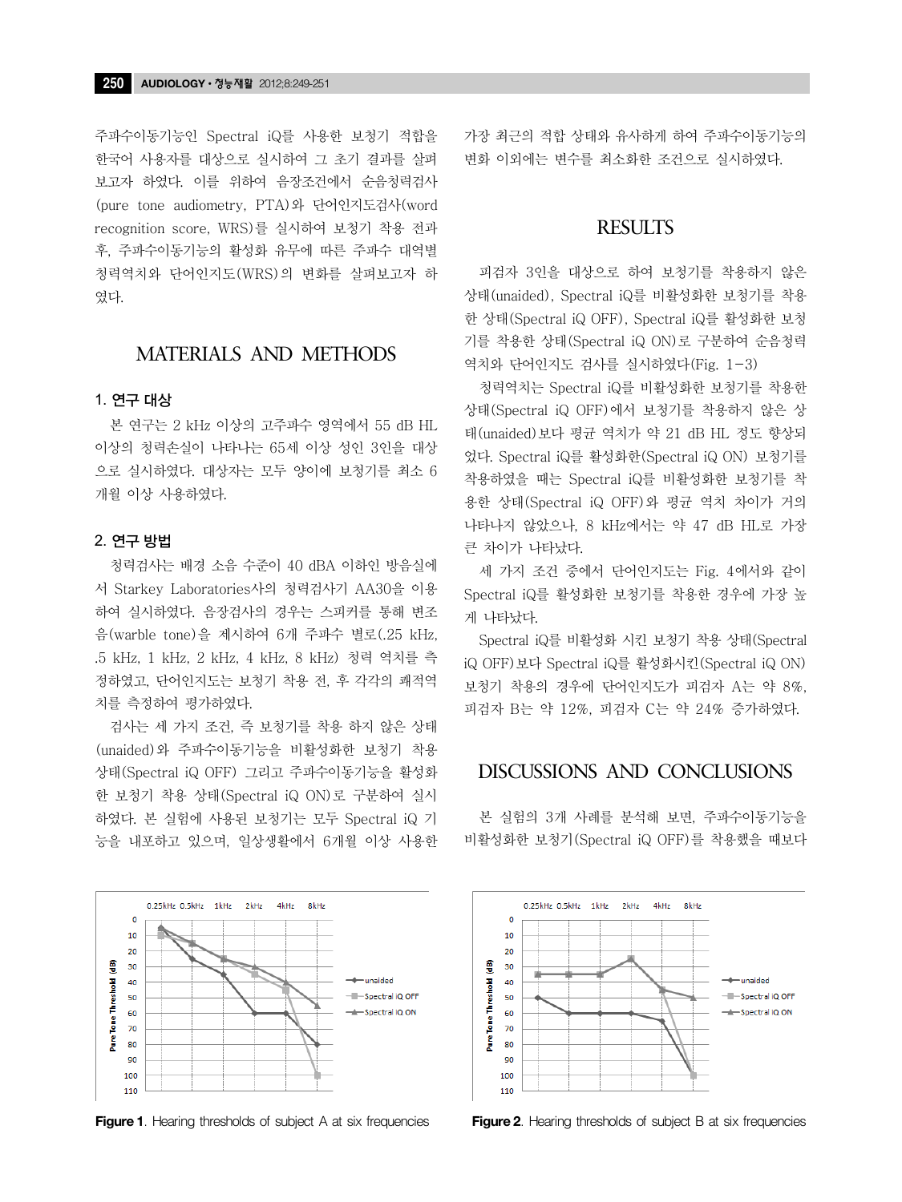주파수이동기능인 Spectral iQ를 사용한 보청기 적합을 한국어 사용자를 대상으로 실시하여 그 초기 결과를 살펴보고자 하였다. 이를 위하여 음장조건에서 순음청력검사(pure tone audiometry, PTA)와 단어인지도검사(word recognition score, WRS)를 실시하여 보청기 착용 전과 후, 주파수이동기능의 활성화 유무에 따른 주파수 대역별 청력역치와 단어인지도(WRS)의 변화를 살펴보고자 하였다.

## MATERIALS AND METHODS

### 1. 연구 대상

본 연구는 2 kHz 이상의 고주파수 영역에서 55 dB HL 이상의 청력손실이 나타나는 65세 이상 성인 3인을 대상으로 실시하였다. 대상자는 모두 양이에 보청기를 최소 6개월 이상 사용하였다.

### 2. 연구 방법

청력검사는 배경 소음 수준이 40 dBA 이하인 방음실에서 Starkey Laboratories사의 청력검사기 AA30을 이용하여 실시하였다. 음장검사의 경우는 스피커를 통해 변조음(warble tone)을 제시하여 6개 주파수 별로(.25 kHz, .5 kHz, 1 kHz, 2 kHz, 4 kHz, 8 kHz) 청력 역치를 측정하였고, 단어인지도는 보청기 착용 전, 후 각각의 쾌적역치를 측정하여 평가하였다.

검사는 세 가지 조건, 즉 보청기를 착용 하지 않은 상태(unaided)와 주파수이동기능을 비활성화한 보청기 착용 상태(Spectral iQ OFF) 그리고 주파수이동기능을 활성화한 보청기 착용 상태(Spectral iQ ON)로 구분하여 실시하였다. 본 실험에 사용된 보청기는 모두 Spectral iQ 기능을 내포하고 있으며, 일상생활에서 6개월 이상 사용한 가장 최근의 적합 상태와 유사하게 하여 주파수이동기능의 변화 이외에는 변수를 최소화한 조건으로 실시하였다.

## RESULTS

피검자 3인을 대상으로 하여 보청기를 착용하지 않은 상태(unaided), Spectral iQ를 비활성화한 보청기를 착용한 상태(Spectral iQ OFF), Spectral iQ를 활성화한 보청기를 착용한 상태(Spectral iQ ON)로 구분하여 순음청력역치와 단어인지도 검사를 실시하였다(Fig. 1-3)

청력역치는 Spectral iQ를 비활성화한 보청기를 착용한 상태(Spectral iQ OFF)에서 보청기를 착용하지 않은 상태(unaided)보다 평균 역치가 약 21 dB HL 정도 향상되었다. Spectral iQ를 활성화한(Spectral iQ ON) 보청기를 착용하였을 때는 Spectral iQ를 비활성화한 보청기를 착용한 상태(Spectral iQ OFF)와 평균 역치 차이가 거의 나타나지 않았으나, 8 kHz에서는 약 47 dB HL로 가장 큰 차이가 나타났다.

세 가지 조건 중에서 단어인지도는 Fig. 4에서와 같이 Spectral iQ를 활성화한 보청기를 착용한 경우에 가장 높게 나타났다.

Spectral iQ를 비활성화 시킨 보청기 착용 상태(Spectral iQ OFF)보다 Spectral iQ를 활성화시킨(Spectral iQ ON) 보청기 착용의 경우에 단어인지도가 피검자 A는 약 8%, 피검자 B는 약 12%, 피검자 C는 약 24% 증가하였다.

## DISCUSSIONS AND CONCLUSIONS

본 실험의 3개 사례를 분석해 보면, 주파수이동기능을 비활성화한 보청기(Spectral iQ OFF)를 착용했을 때보다

**Figure 1**. Hearing thresholds of subject A at six frequencies

**Figure 2**. Hearing thresholds of subject B at six frequencies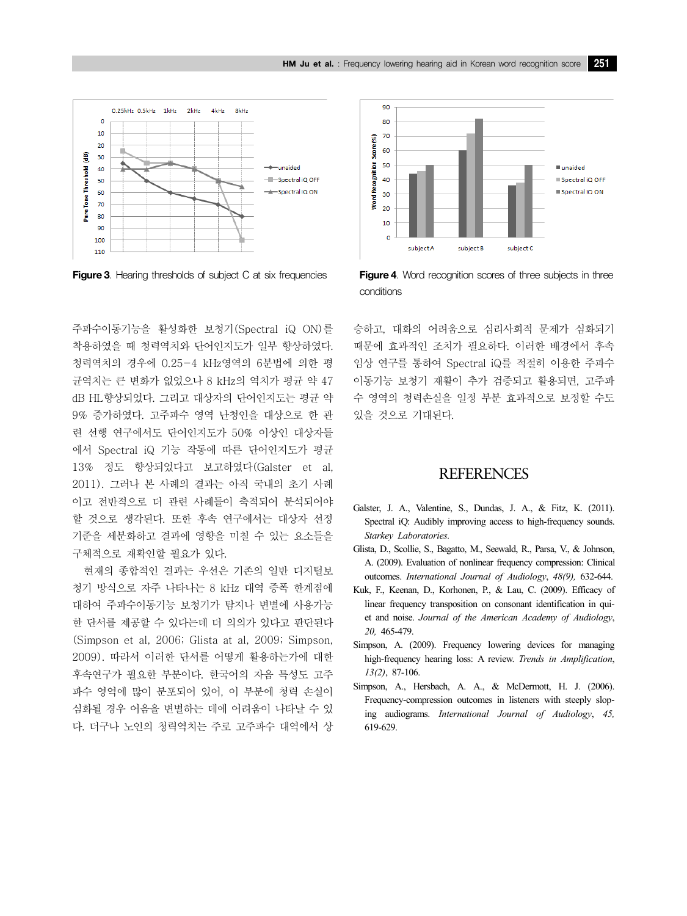0.25kHz 0.5kHz 1kHz 2kHz 4kHz 8kHz

0
10
20
30
40
50
60
70
80
90
100
110

Pure Tone Threshold (dB)

unaided
Spectral iQ OFF
Spectral iQ ON

**Figure 3**. Hearing thresholds of subject C at six frequencies

90
80
70
60
50
40
30
20
10
0

Word Recognition Score(%)

subject A subject B subject C

unaided
Spectral iQ OFF
Spectral iQ ON

**Figure 4**. Word recognition scores of three subjects in three conditions

주파수이동기능을 활성화한 보청기(Spectral iQ ON)를 착용하였을 때 청력역치와 단어인지도가 일부 향상하였다. 청력역치의 경우에 0.25-4 kHz영역의 6분법에 의한 평균역치는 큰 변화가 없었으나 8 kHz의 역치가 평균 약 47 dB HL향상되었다. 그리고 대상자의 단어인지도는 평균 약 9% 증가하였다. 고주파수 영역 난청인을 대상으로 한 관련 선행 연구에서도 단어인지도가 50% 이상인 대상자들에서 Spectral iQ 기능 작동에 따른 단어인지도가 평균 13% 정도 향상되었다고 보고하였다(Galster et al, 2011). 그러나 본 사례의 결과는 아직 국내의 초기 사례이고 전반적으로 더 관련 사례들이 축적되어 분석되어야 할 것으로 생각된다. 또한 후속 연구에서는 대상자 선정 기준을 세분화하고 결과에 영향을 미칠 수 있는 요소들을 구체적으로 재확인할 필요가 있다.

현재의 종합적인 결과는 우선은 기존의 일반 디지털보청기 방식으로 자주 나타나는 8 kHz 대역 증폭 한계점에 대하여 주파수이동기능 보청기가 탐지나 변별에 사용가능한 단서를 제공할 수 있다는데 더 의의가 있다고 판단된다(Simpson et al, 2006; Glista at al, 2009; Simpson, 2009). 따라서 이러한 단서를 어떻게 활용하는가에 대한 후속연구가 필요한 부분이다. 한국어의 자음 특성도 고주파수 영역에 많이 분포되어 있어, 이 부분에 청력 손실이 심화될 경우 어음을 변별하는 데에 어려움이 나타날 수 있다. 더구나 노인의 청력역치는 주로 고주파수 대역에서 상승하고, 대화의 어려움으로 심리사회적 문제가 심화되기 때문에 효과적인 조치가 필요하다. 이러한 배경에서 후속 임상 연구를 통하여 Spectral iQ를 적절히 이용한 주파수 이동기능 보청기 재활이 추가 검증되고 활용되면, 고주파수 영역의 청력손실을 일정 부분 효과적으로 보정할 수도 있을 것으로 기대된다.

## REFERENCES

Galster, J. A., Valentine, S., Dundas, J. A., & Fitz, K. (2011). Spectral iQ: Audibly improving access to high-frequency sounds. *Starkey Laboratories.*

Glista, D., Scollie, S., Bagatto, M., Seewald, R., Parsa, V., & Johnson, A. (2009). Evaluation of nonlinear frequency compression: Clinical outcomes. *International Journal of Audiology*, *48(9),* 632-644.

Kuk, F., Keenan, D., Korhonen, P., & Lau, C. (2009). Efficacy of linear frequency transposition on consonant identification in quiet and noise. *Journal of the American Academy of Audiology*, *20,* 465-479.

Simpson, A. (2009). Frequency lowering devices for managing high-frequency hearing loss: A review. *Trends in Amplification*, *13(2)*, 87-106.

Simpson, A., Hersbach, A. A., & McDermott, H. J. (2006). Frequency-compression outcomes in listeners with steeply sloping audiograms. *International Journal of Audiology*, *45,* 619-629.